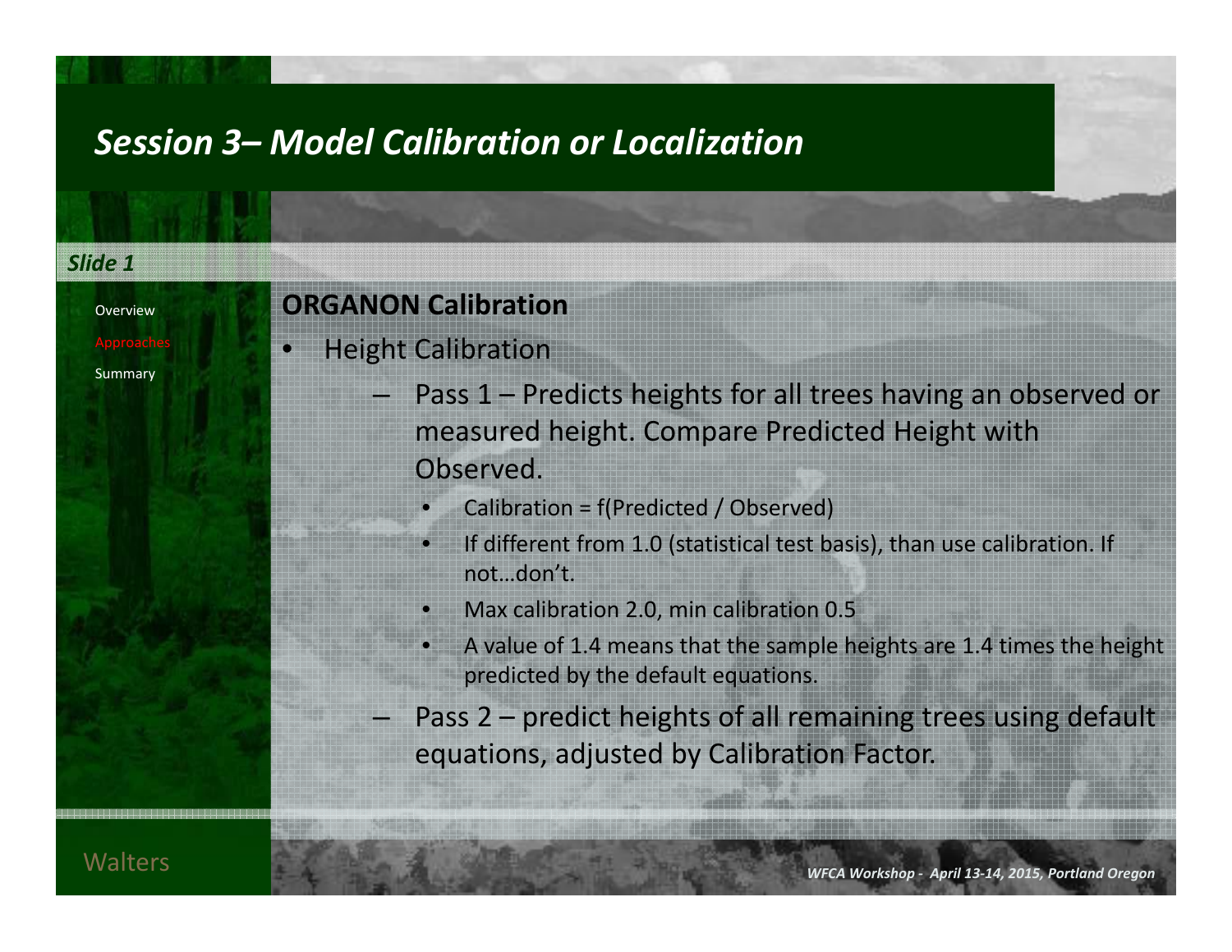## Session 3– Model Calibration or Localization

*Slide 1*

- Overview
- Approaches
- Summary

### ORGANON Calibration

- Height Calibration
  - Pass 1 – Predicts heights for all trees having an observed or measured height. Compare Predicted Height with Observed.
    - Calibration = f(Predicted / Observed)
    - If different from 1.0 (statistical test basis), than use calibration. If not…don't.
    - Max calibration 2.0, min calibration 0.5
    - A value of 1.4 means that the sample heights are 1.4 times the height predicted by the default equations.
  - Pass 2 – predict heights of all remaining trees using default equations, adjusted by Calibration Factor.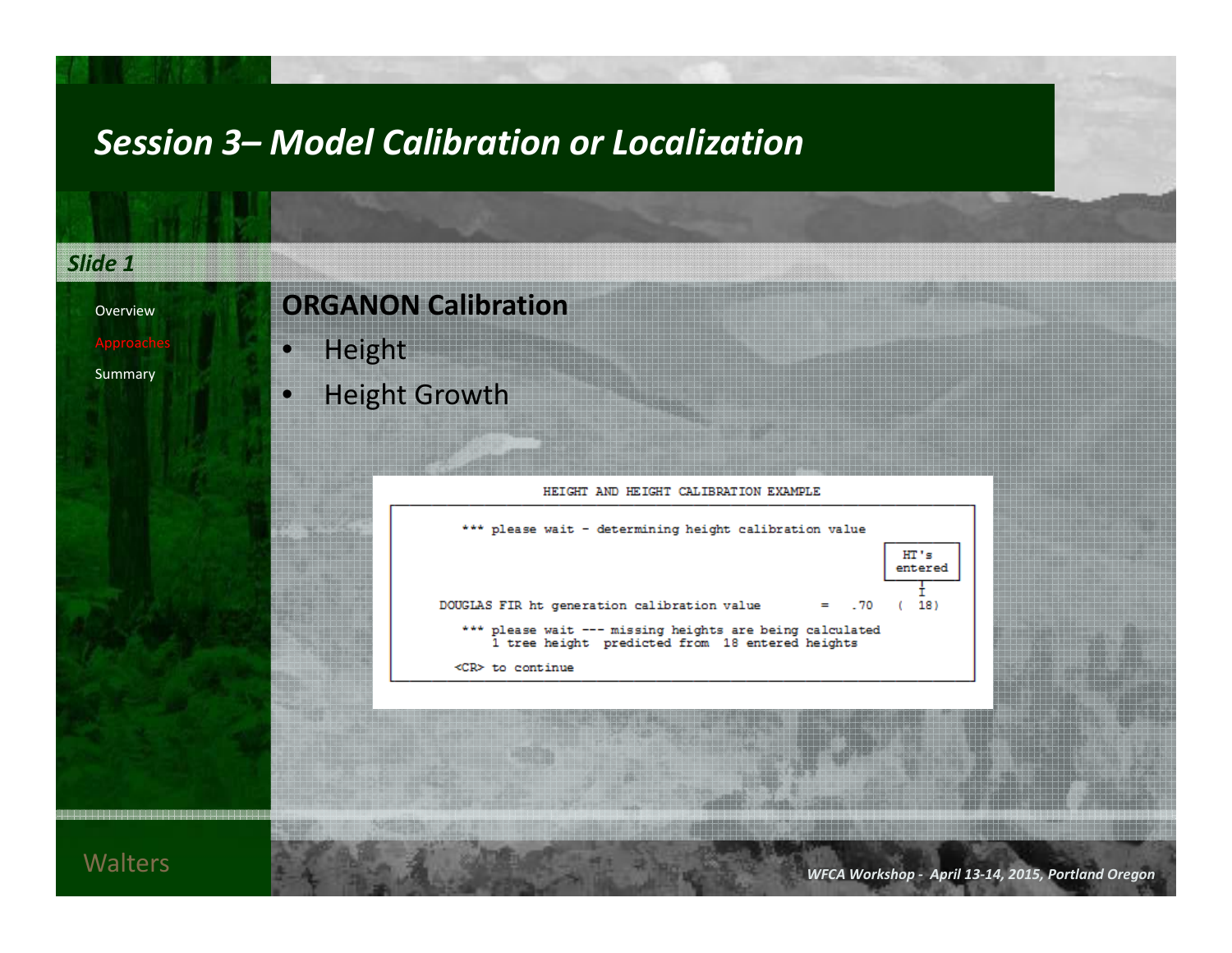# Session 3– Model Calibration or Localization

*Slide 1*

- Overview
- Approaches
- Summary

## ORGANON Calibration

- Height
- Height Growth

```
HEIGHT AND HEIGHT CALIBRATION EXAMPLE

    *** please wait - determining height calibration value
                                                                HT's
                                                               entered
                                                                  I
DOUGLAS FIR ht generation calibration value        =   .70    (  18)

    *** please wait --- missing heights are being calculated
        1 tree height  predicted from  18 entered heights

   <CR> to continue
```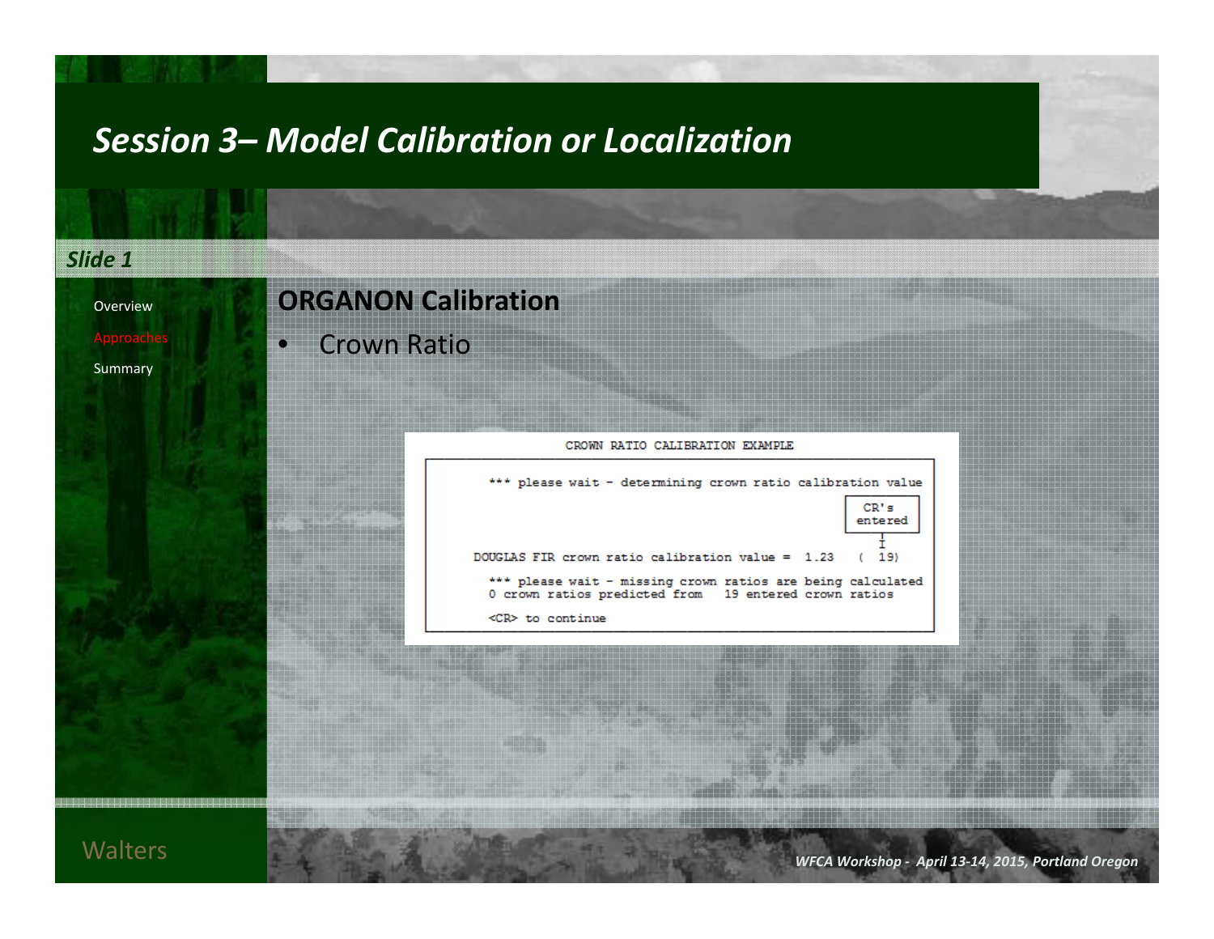# Session 3– Model Calibration or Localization

*Slide 1*

- Overview
- Approaches
- Summary

## ORGANON Calibration

- Crown Ratio

```
CROWN RATIO CALIBRATION EXAMPLE

  *** please wait - determining crown ratio calibration value
                                                          CR's
                                                         entered
                                                            I
DOUGLAS FIR crown ratio calibration value =  1.23    (  19)

  *** please wait - missing crown ratios are being calculated
  0 crown ratios predicted from   19 entered crown ratios

  <CR> to continue
```

Walters

*WFCA Workshop - April 13-14, 2015, Portland Oregon*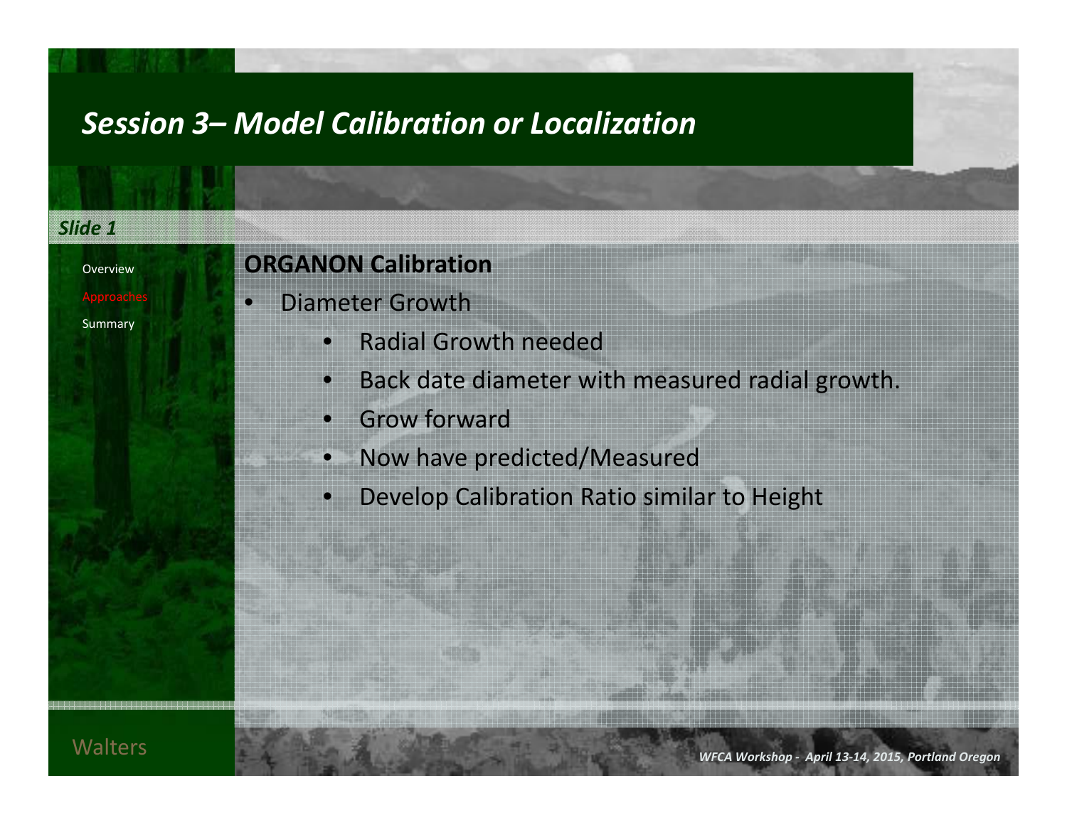# Session 3– Model Calibration or Localization

*Slide 1*

- Overview
- Approaches
- Summary

## ORGANON Calibration

- Diameter Growth
    - Radial Growth needed
    - Back date diameter with measured radial growth.
    - Grow forward
    - Now have predicted/Measured
    - Develop Calibration Ratio similar to Height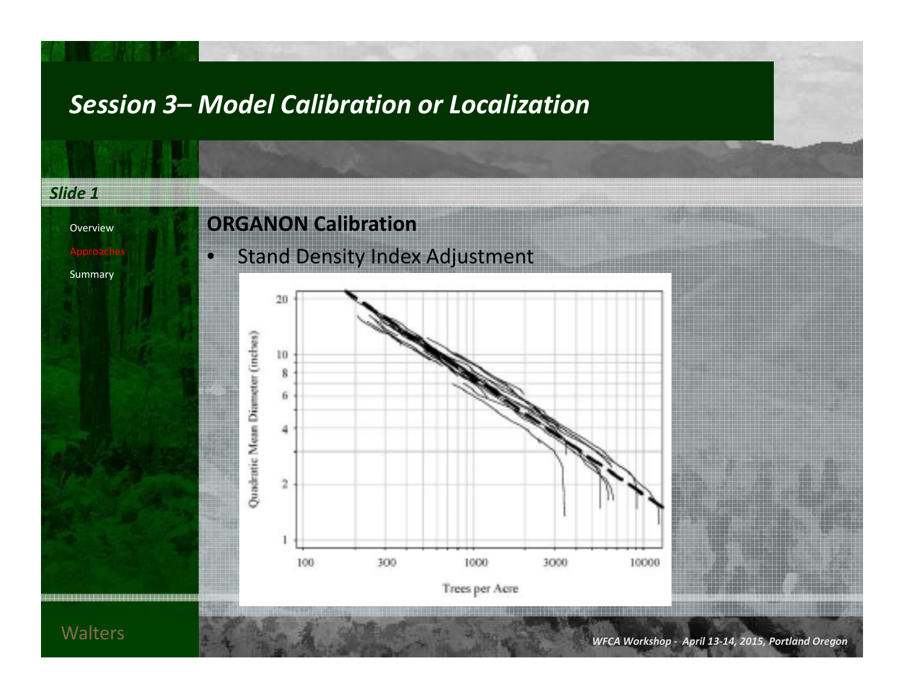# Session 3– Model Calibration or Localization

*Slide 1*

- Overview
- Approaches
- Summary

## ORGANON Calibration

- Stand Density Index Adjustment

Quadratic Mean Diameter (inches)

20, 10, 8, 6, 4, 2, 1

100, 300, 1000, 3000, 10000

Trees per Acre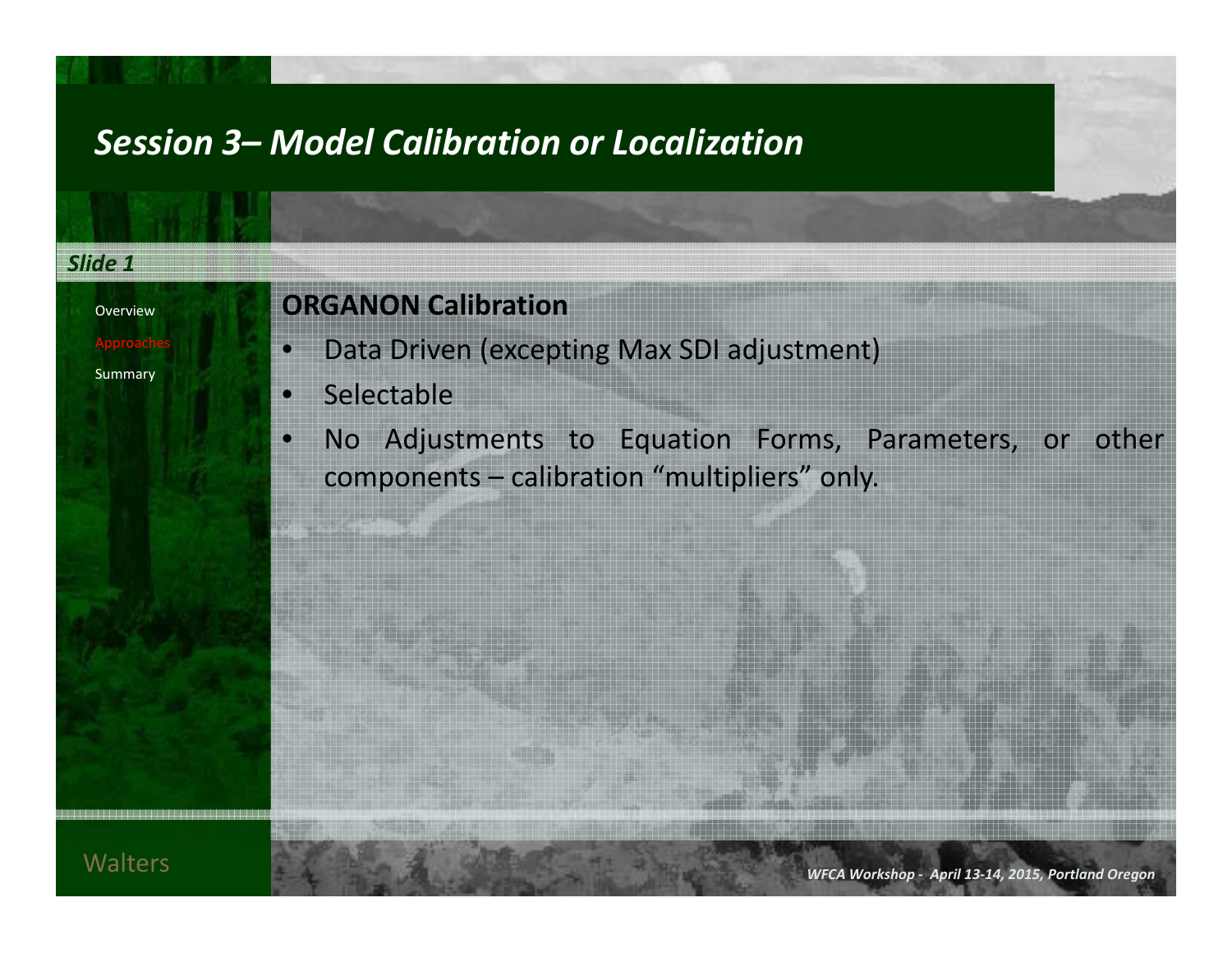## Session 3– Model Calibration or Localization

*Slide 1*

Overview

Approaches

Summary

**ORGANON Calibration**

- Data Driven (excepting Max SDI adjustment)
- Selectable
- No Adjustments to Equation Forms, Parameters, or other components – calibration "multipliers" only.